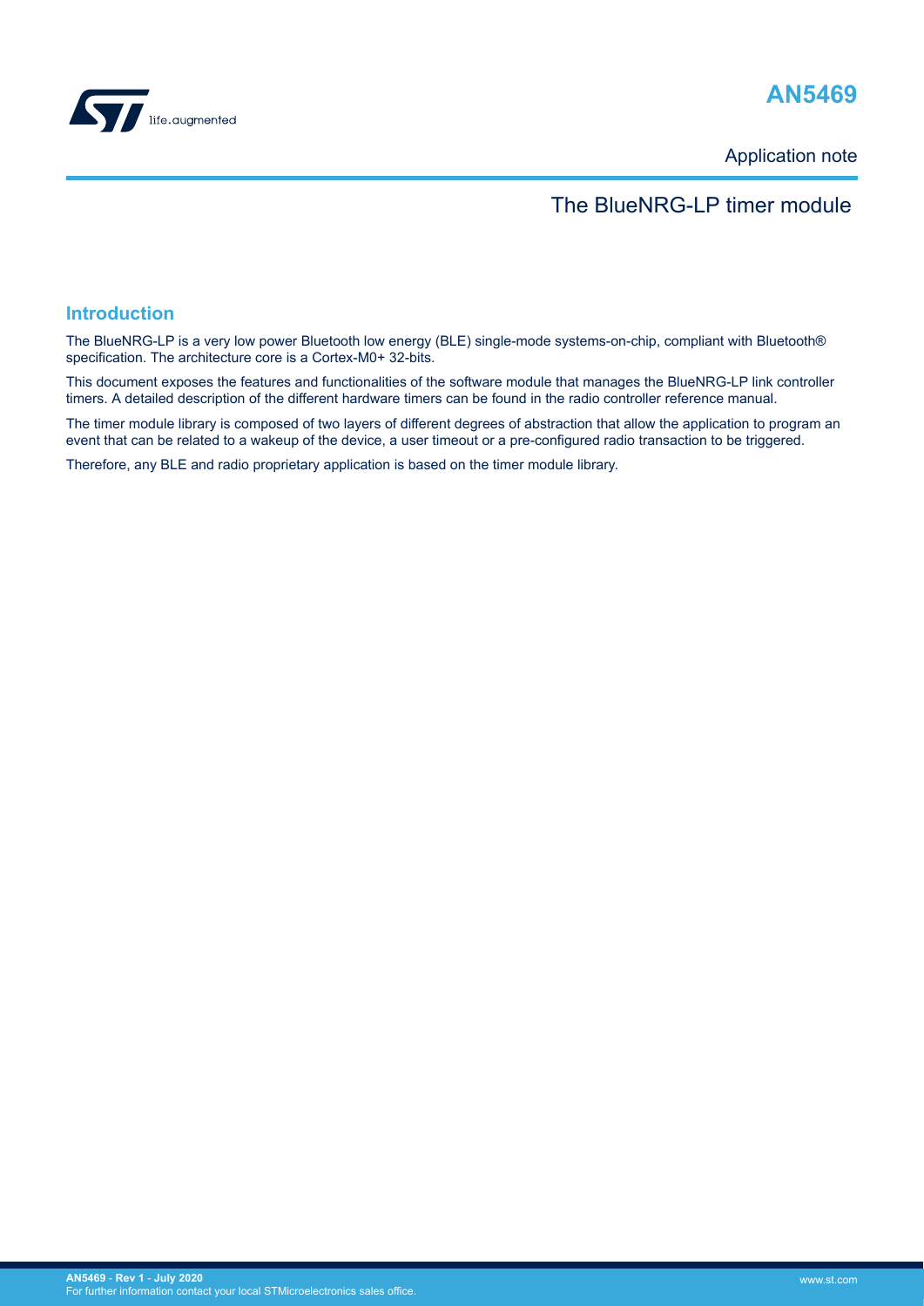# AN5469

Application note

## The BlueNRG-LP timer module

## Introduction

The BlueNRG-LP is a very low power Bluetooth low energy (BLE) single-mode systems-on-chip, compliant with Bluetooth® specification. The architecture core is a Cortex-M0+ 32-bits.

This document exposes the features and functionalities of the software module that manages the BlueNRG-LP link controller timers. A detailed description of the different hardware timers can be found in the radio controller reference manual.

The timer module library is composed of two layers of different degrees of abstraction that allow the application to program an event that can be related to a wakeup of the device, a user timeout or a pre-configured radio transaction to be triggered.

Therefore, any BLE and radio proprietary application is based on the timer module library.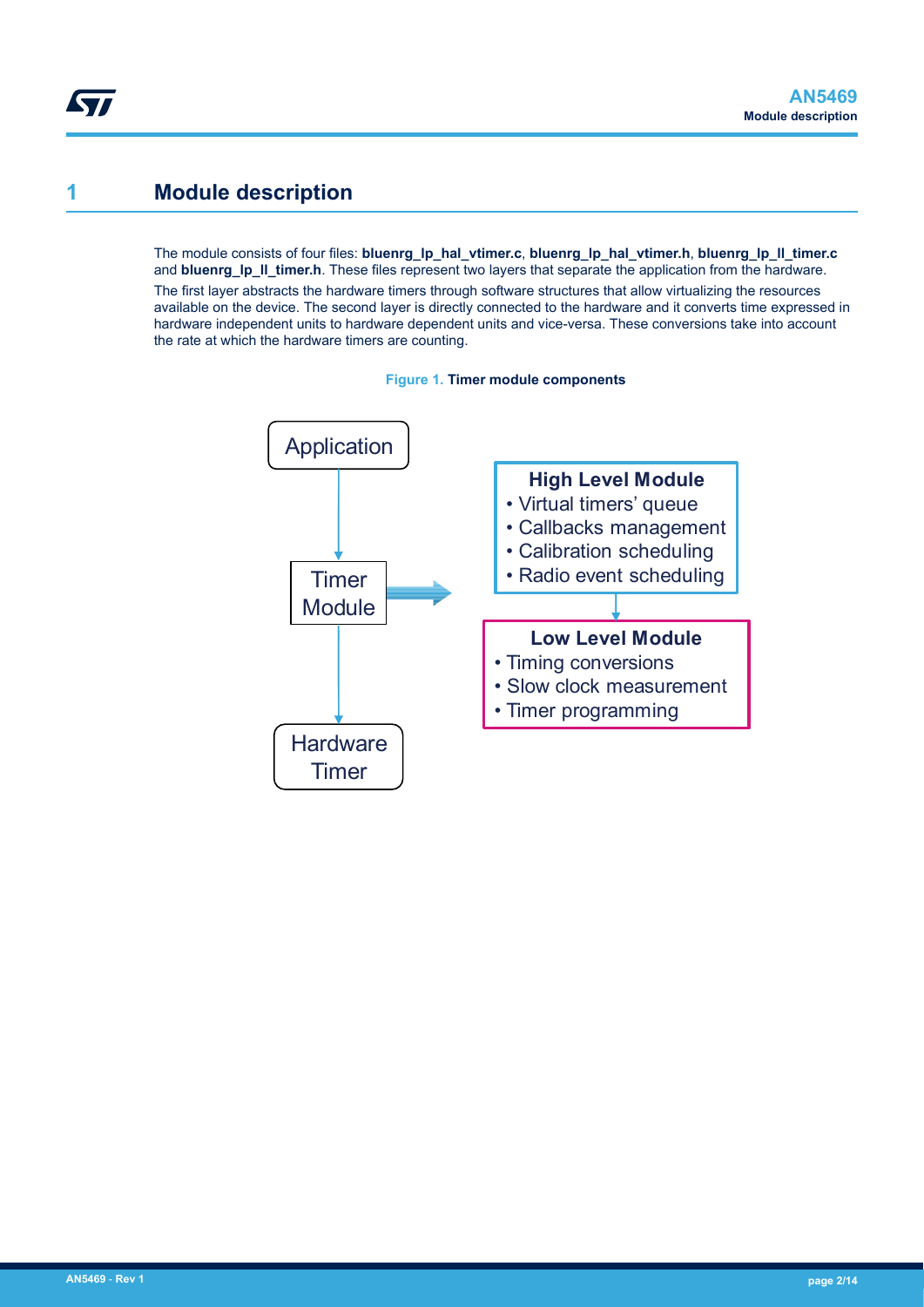# 1 Module description

The module consists of four files: **bluenrg_lp_hal_vtimer.c**, **bluenrg_lp_hal_vtimer.h**, **bluenrg_lp_ll_timer.c** and **bluenrg_lp_ll_timer.h**. These files represent two layers that separate the application from the hardware.

The first layer abstracts the hardware timers through software structures that allow virtualizing the resources available on the device. The second layer is directly connected to the hardware and it converts time expressed in hardware independent units to hardware dependent units and vice-versa. These conversions take into account the rate at which the hardware timers are counting.

**Figure 1. Timer module components**

Application

Timer Module

Hardware Timer

**High Level Module**
- Virtual timers' queue
- Callbacks management
- Calibration scheduling
- Radio event scheduling

**Low Level Module**
- Timing conversions
- Slow clock measurement
- Timer programming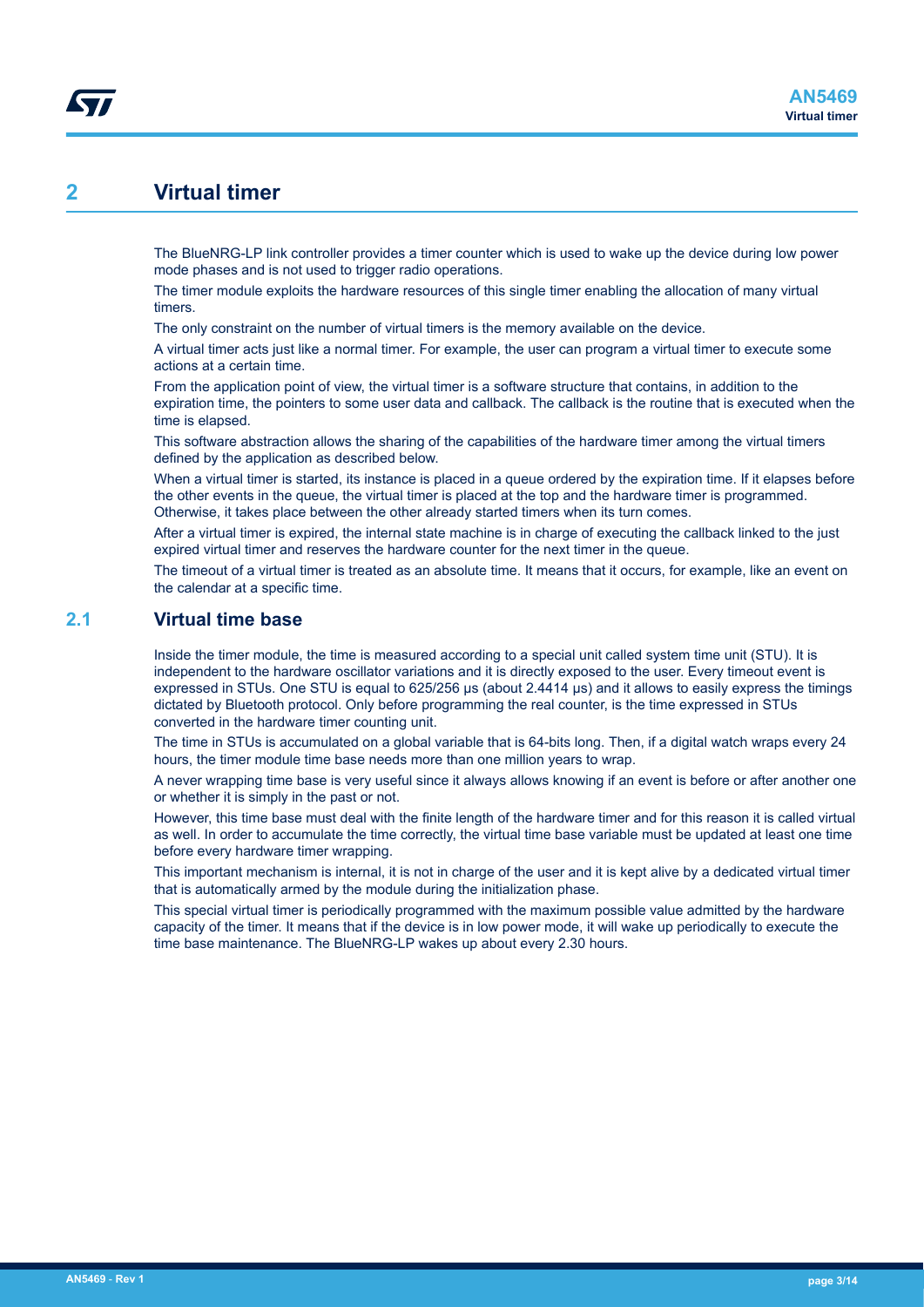# 2 Virtual timer

The BlueNRG-LP link controller provides a timer counter which is used to wake up the device during low power mode phases and is not used to trigger radio operations.

The timer module exploits the hardware resources of this single timer enabling the allocation of many virtual timers.

The only constraint on the number of virtual timers is the memory available on the device.

A virtual timer acts just like a normal timer. For example, the user can program a virtual timer to execute some actions at a certain time.

From the application point of view, the virtual timer is a software structure that contains, in addition to the expiration time, the pointers to some user data and callback. The callback is the routine that is executed when the time is elapsed.

This software abstraction allows the sharing of the capabilities of the hardware timer among the virtual timers defined by the application as described below.

When a virtual timer is started, its instance is placed in a queue ordered by the expiration time. If it elapses before the other events in the queue, the virtual timer is placed at the top and the hardware timer is programmed. Otherwise, it takes place between the other already started timers when its turn comes.

After a virtual timer is expired, the internal state machine is in charge of executing the callback linked to the just expired virtual timer and reserves the hardware counter for the next timer in the queue.

The timeout of a virtual timer is treated as an absolute time. It means that it occurs, for example, like an event on the calendar at a specific time.

## 2.1 Virtual time base

Inside the timer module, the time is measured according to a special unit called system time unit (STU). It is independent to the hardware oscillator variations and it is directly exposed to the user. Every timeout event is expressed in STUs. One STU is equal to 625/256 µs (about 2.4414 µs) and it allows to easily express the timings dictated by Bluetooth protocol. Only before programming the real counter, is the time expressed in STUs converted in the hardware timer counting unit.

The time in STUs is accumulated on a global variable that is 64-bits long. Then, if a digital watch wraps every 24 hours, the timer module time base needs more than one million years to wrap.

A never wrapping time base is very useful since it always allows knowing if an event is before or after another one or whether it is simply in the past or not.

However, this time base must deal with the finite length of the hardware timer and for this reason it is called virtual as well. In order to accumulate the time correctly, the virtual time base variable must be updated at least one time before every hardware timer wrapping.

This important mechanism is internal, it is not in charge of the user and it is kept alive by a dedicated virtual timer that is automatically armed by the module during the initialization phase.

This special virtual timer is periodically programmed with the maximum possible value admitted by the hardware capacity of the timer. It means that if the device is in low power mode, it will wake up periodically to execute the time base maintenance. The BlueNRG-LP wakes up about every 2.30 hours.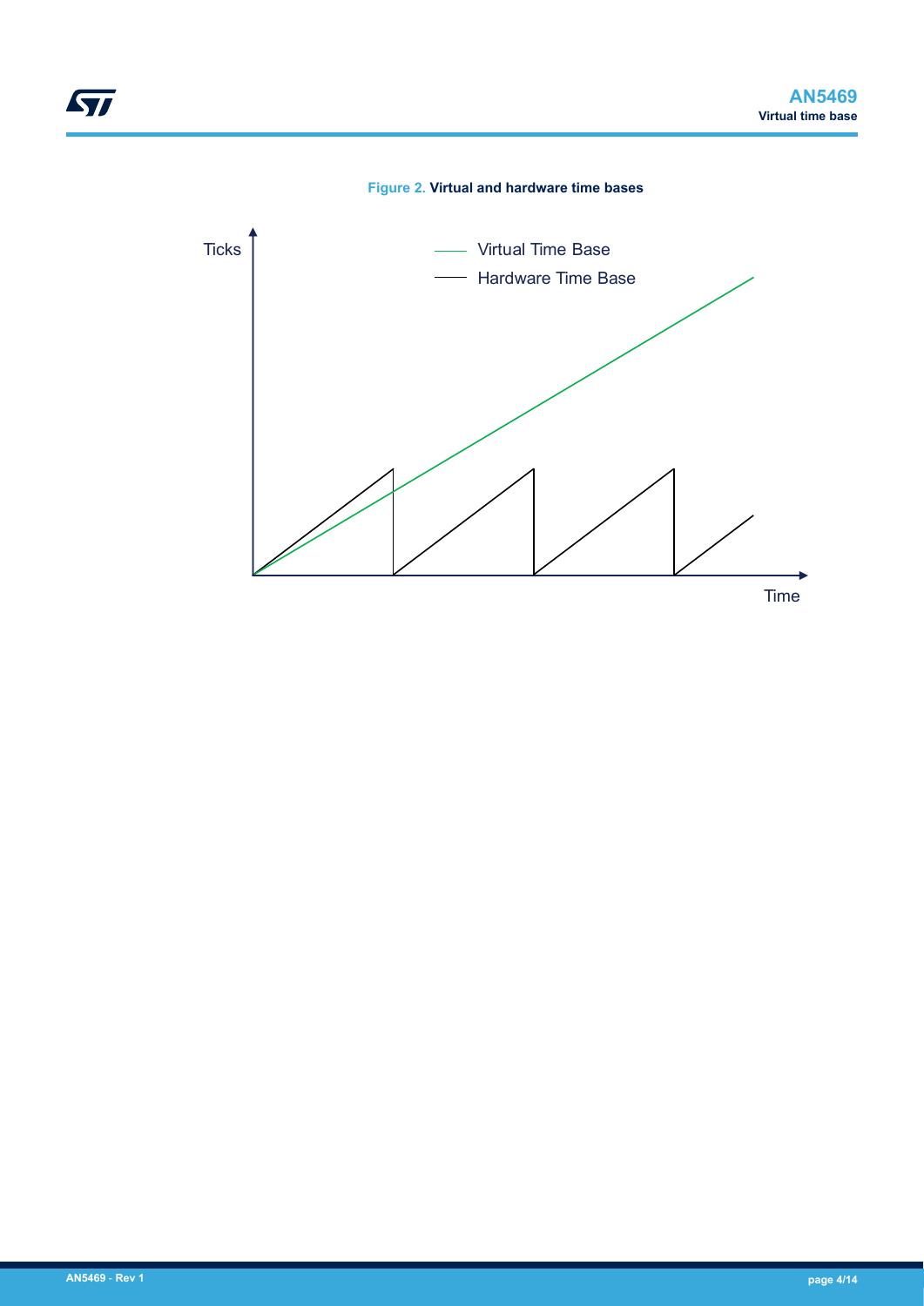**Figure 2. Virtual and hardware time bases**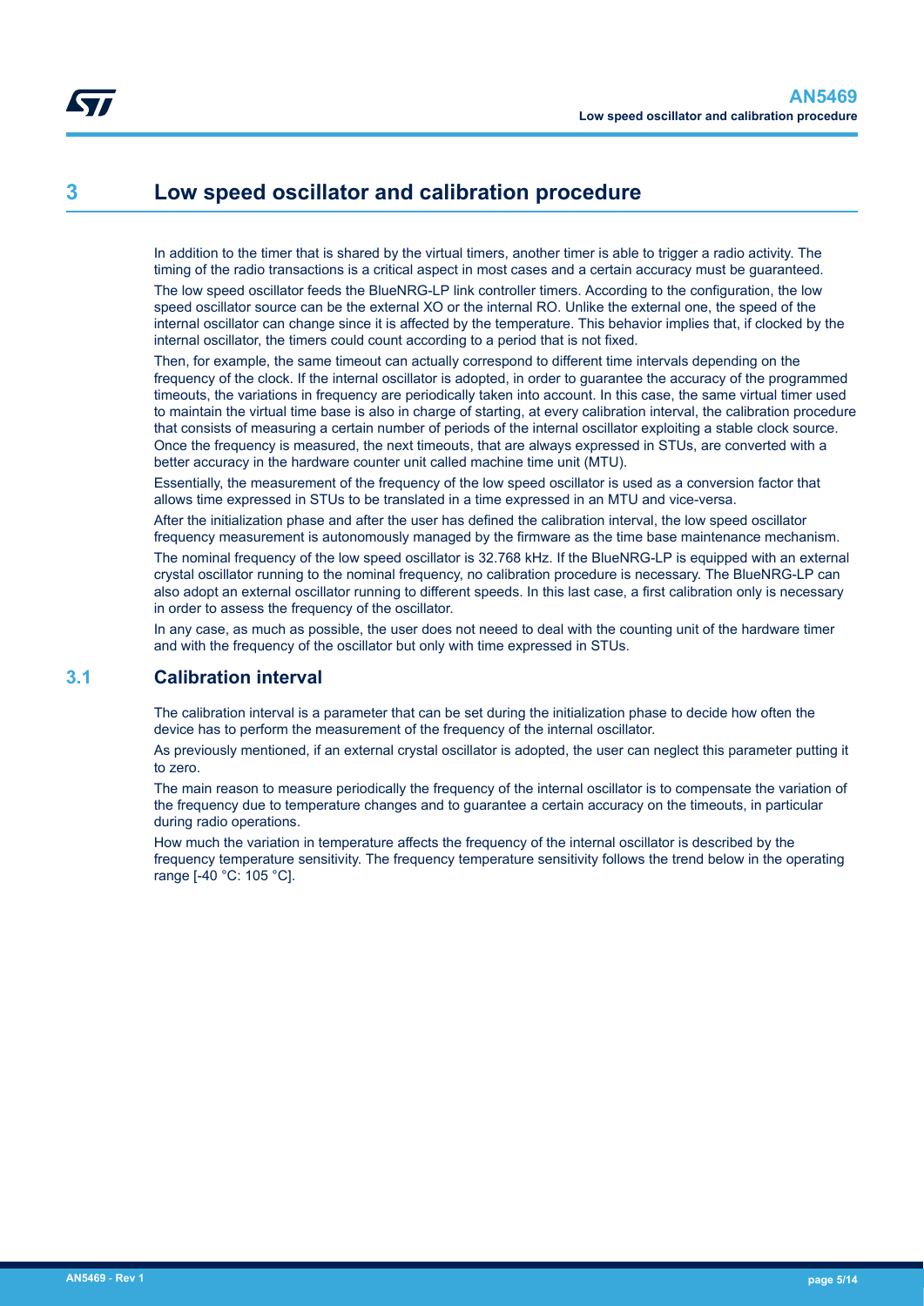# 3 Low speed oscillator and calibration procedure

In addition to the timer that is shared by the virtual timers, another timer is able to trigger a radio activity. The timing of the radio transactions is a critical aspect in most cases and a certain accuracy must be guaranteed.

The low speed oscillator feeds the BlueNRG-LP link controller timers. According to the configuration, the low speed oscillator source can be the external XO or the internal RO. Unlike the external one, the speed of the internal oscillator can change since it is affected by the temperature. This behavior implies that, if clocked by the internal oscillator, the timers could count according to a period that is not fixed.

Then, for example, the same timeout can actually correspond to different time intervals depending on the frequency of the clock. If the internal oscillator is adopted, in order to guarantee the accuracy of the programmed timeouts, the variations in frequency are periodically taken into account. In this case, the same virtual timer used to maintain the virtual time base is also in charge of starting, at every calibration interval, the calibration procedure that consists of measuring a certain number of periods of the internal oscillator exploiting a stable clock source. Once the frequency is measured, the next timeouts, that are always expressed in STUs, are converted with a better accuracy in the hardware counter unit called machine time unit (MTU).

Essentially, the measurement of the frequency of the low speed oscillator is used as a conversion factor that allows time expressed in STUs to be translated in a time expressed in an MTU and vice-versa.

After the initialization phase and after the user has defined the calibration interval, the low speed oscillator frequency measurement is autonomously managed by the firmware as the time base maintenance mechanism.

The nominal frequency of the low speed oscillator is 32.768 kHz. If the BlueNRG-LP is equipped with an external crystal oscillator running to the nominal frequency, no calibration procedure is necessary. The BlueNRG-LP can also adopt an external oscillator running to different speeds. In this last case, a first calibration only is necessary in order to assess the frequency of the oscillator.

In any case, as much as possible, the user does not neeed to deal with the counting unit of the hardware timer and with the frequency of the oscillator but only with time expressed in STUs.

## 3.1 Calibration interval

The calibration interval is a parameter that can be set during the initialization phase to decide how often the device has to perform the measurement of the frequency of the internal oscillator.

As previously mentioned, if an external crystal oscillator is adopted, the user can neglect this parameter putting it to zero.

The main reason to measure periodically the frequency of the internal oscillator is to compensate the variation of the frequency due to temperature changes and to guarantee a certain accuracy on the timeouts, in particular during radio operations.

How much the variation in temperature affects the frequency of the internal oscillator is described by the frequency temperature sensitivity. The frequency temperature sensitivity follows the trend below in the operating range [-40 °C: 105 °C].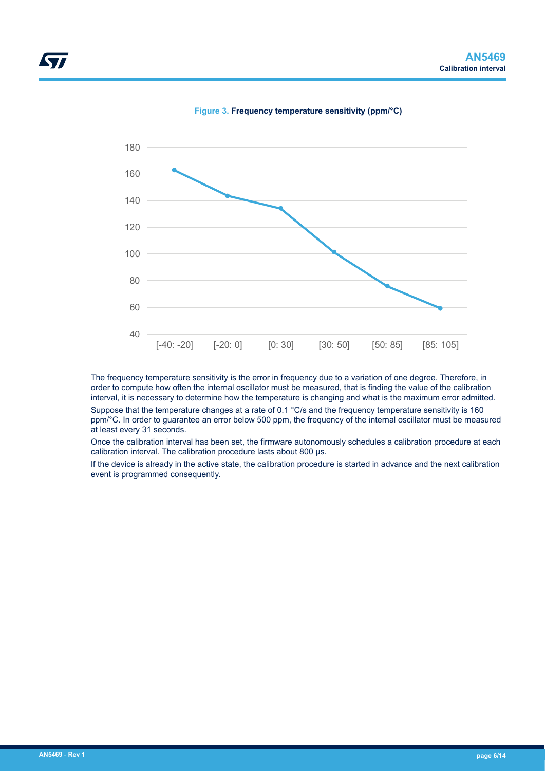Figure 3. **Frequency temperature sensitivity (ppm/°C)**

The frequency temperature sensitivity is the error in frequency due to a variation of one degree. Therefore, in order to compute how often the internal oscillator must be measured, that is finding the value of the calibration interval, it is necessary to determine how the temperature is changing and what is the maximum error admitted.

Suppose that the temperature changes at a rate of 0.1 °C/s and the frequency temperature sensitivity is 160 ppm/°C. In order to guarantee an error below 500 ppm, the frequency of the internal oscillator must be measured at least every 31 seconds.

Once the calibration interval has been set, the firmware autonomously schedules a calibration procedure at each calibration interval. The calibration procedure lasts about 800 µs.

If the device is already in the active state, the calibration procedure is started in advance and the next calibration event is programmed consequently.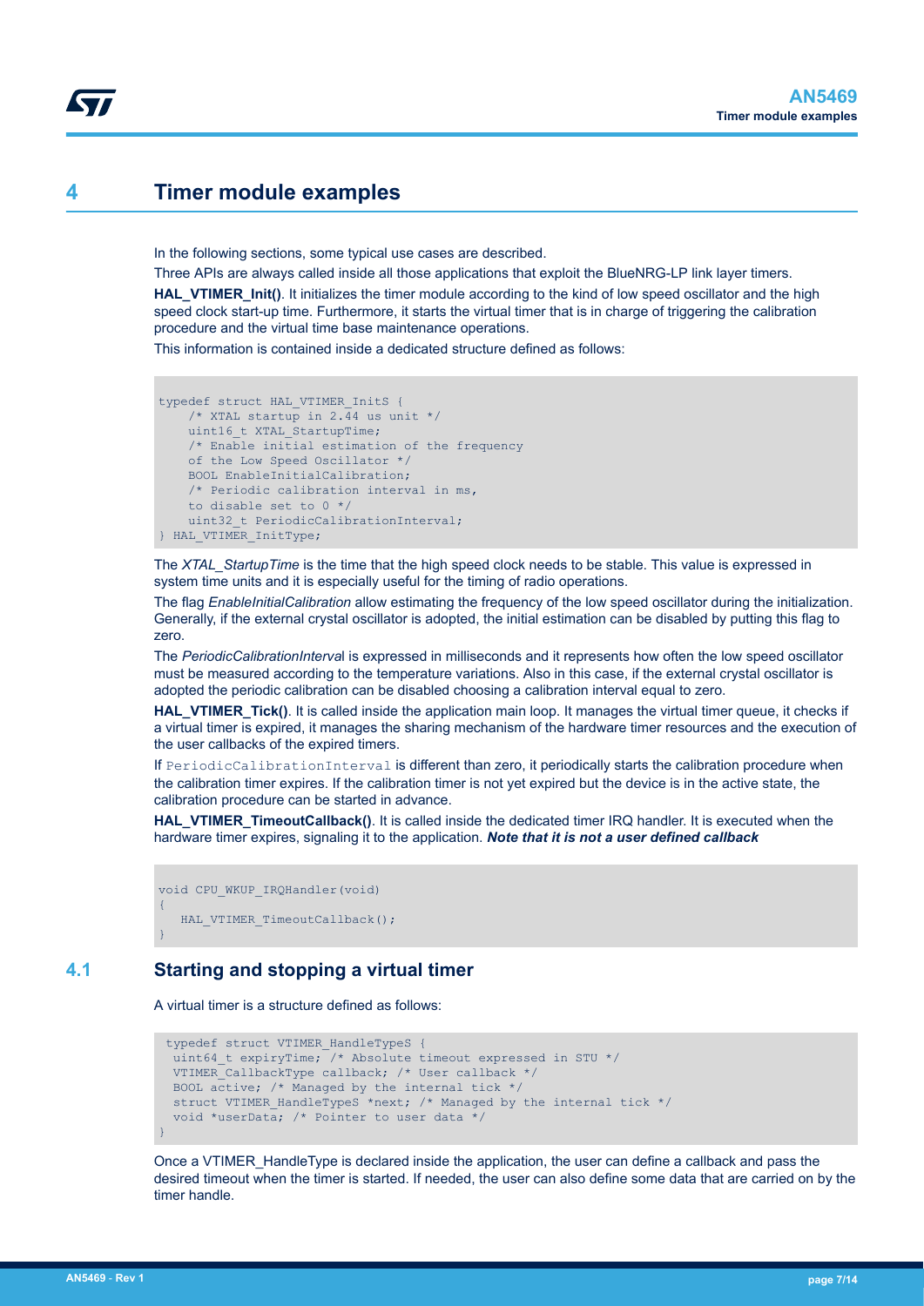# 4 Timer module examples

In the following sections, some typical use cases are described.

Three APIs are always called inside all those applications that exploit the BlueNRG-LP link layer timers.

**HAL_VTIMER_Init()**. It initializes the timer module according to the kind of low speed oscillator and the high speed clock start-up time. Furthermore, it starts the virtual timer that is in charge of triggering the calibration procedure and the virtual time base maintenance operations.

This information is contained inside a dedicated structure defined as follows:

```
typedef struct HAL_VTIMER_InitS {
    /* XTAL startup in 2.44 us unit */
    uint16_t XTAL_StartupTime;
    /* Enable initial estimation of the frequency
    of the Low Speed Oscillator */
    BOOL EnableInitialCalibration;
    /* Periodic calibration interval in ms,
    to disable set to 0 */
    uint32_t PeriodicCalibrationInterval;
} HAL_VTIMER_InitType;
```

The *XTAL_StartupTime* is the time that the high speed clock needs to be stable. This value is expressed in system time units and it is especially useful for the timing of radio operations.

The flag *EnableInitialCalibration* allow estimating the frequency of the low speed oscillator during the initialization. Generally, if the external crystal oscillator is adopted, the initial estimation can be disabled by putting this flag to zero.

The *PeriodicCalibrationInterval* is expressed in milliseconds and it represents how often the low speed oscillator must be measured according to the temperature variations. Also in this case, if the external crystal oscillator is adopted the periodic calibration can be disabled choosing a calibration interval equal to zero.

**HAL_VTIMER_Tick()**. It is called inside the application main loop. It manages the virtual timer queue, it checks if a virtual timer is expired, it manages the sharing mechanism of the hardware timer resources and the execution of the user callbacks of the expired timers.

If `PeriodicCalibrationInterval` is different than zero, it periodically starts the calibration procedure when the calibration timer expires. If the calibration timer is not yet expired but the device is in the active state, the calibration procedure can be started in advance.

**HAL_VTIMER_TimeoutCallback()**. It is called inside the dedicated timer IRQ handler. It is executed when the hardware timer expires, signaling it to the application. ***Note that it is not a user defined callback***

```
void CPU_WKUP_IRQHandler(void)
{
   HAL_VTIMER_TimeoutCallback();
}
```

## 4.1 Starting and stopping a virtual timer

A virtual timer is a structure defined as follows:

```
 typedef struct VTIMER_HandleTypeS {
  uint64_t expiryTime; /* Absolute timeout expressed in STU */
  VTIMER_CallbackType callback; /* User callback */
  BOOL active; /* Managed by the internal tick */
  struct VTIMER_HandleTypeS *next; /* Managed by the internal tick */
  void *userData; /* Pointer to user data */
}
```

Once a VTIMER_HandleType is declared inside the application, the user can define a callback and pass the desired timeout when the timer is started. If needed, the user can also define some data that are carried on by the timer handle.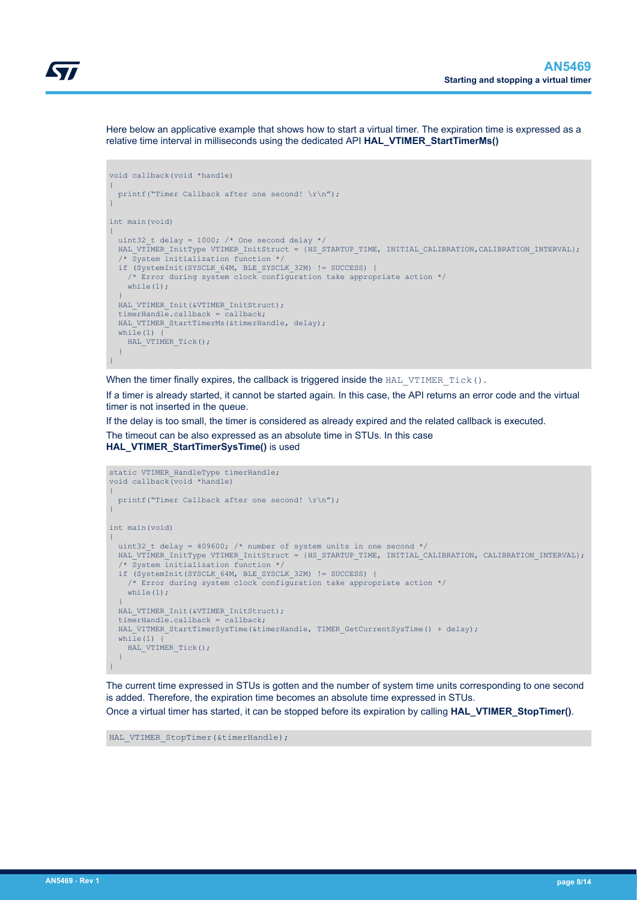Here below an applicative example that shows how to start a virtual timer. The expiration time is expressed as a relative time interval in milliseconds using the dedicated API **HAL_VTIMER_StartTimerMs()**

```
void callback(void *handle)
{
  printf("Timer Callback after one second! \r\n");
}

int main(void)
{
  uint32_t delay = 1000; /* One second delay */
  HAL_VTIMER_InitType VTIMER_InitStruct = {HS_STARTUP_TIME, INITIAL_CALIBRATION,CALIBRATION_INTERVAL};
  /* System initialization function */
  if (SystemInit(SYSCLK_64M, BLE_SYSCLK_32M) != SUCCESS) {
    /* Error during system clock configuration take appropriate action */
    while(1);
  }
  HAL_VTIMER_Init(&VTIMER_InitStruct);
  timerHandle.callback = callback;
  HAL_VTIMER_StartTimerMs(&timerHandle, delay);
  while(1) {
    HAL_VTIMER_Tick();
  }
}
```

When the timer finally expires, the callback is triggered inside the `HAL_VTIMER_Tick()`.

If a timer is already started, it cannot be started again. In this case, the API returns an error code and the virtual timer is not inserted in the queue.

If the delay is too small, the timer is considered as already expired and the related callback is executed.

The timeout can be also expressed as an absolute time in STUs. In this case **HAL_VTIMER_StartTimerSysTime()** is used

```
static VTIMER_HandleType timerHandle;
void callback(void *handle)
{
  printf("Timer Callback after one second! \r\n");
}

int main(void)
{
  uint32_t delay = 409600; /* number of system units in one second */
  HAL_VTIMER_InitType VTIMER_InitStruct = {HS_STARTUP_TIME, INITIAL_CALIBRATION, CALIBRATION_INTERVAL};
  /* System initialization function */
  if (SystemInit(SYSCLK_64M, BLE_SYSCLK_32M) != SUCCESS) {
    /* Error during system clock configuration take appropriate action */
    while(1);
  }
  HAL_VTIMER_Init(&VTIMER_InitStruct);
  timerHandle.callback = callback;
  HAL_VITMER_StartTimerSysTime(&timerHandle, TIMER_GetCurrentSysTime() + delay);
  while(1) {
    HAL_VTIMER_Tick();
  }
}
```

The current time expressed in STUs is gotten and the number of system time units corresponding to one second is added. Therefore, the expiration time becomes an absolute time expressed in STUs.

Once a virtual timer has started, it can be stopped before its expiration by calling **HAL_VTIMER_StopTimer()**.

```
HAL_VTIMER_StopTimer(&timerHandle);
```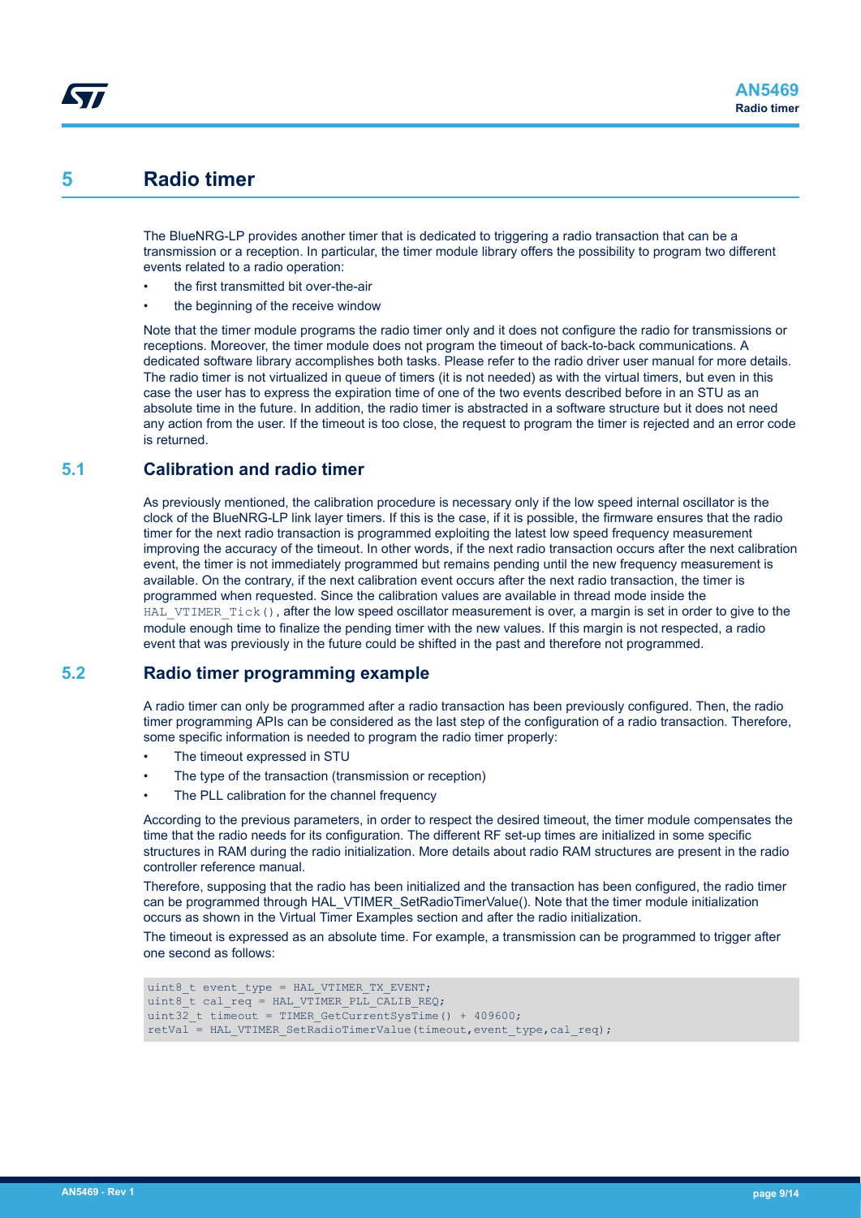# 5 Radio timer

The BlueNRG-LP provides another timer that is dedicated to triggering a radio transaction that can be a transmission or a reception. In particular, the timer module library offers the possibility to program two different events related to a radio operation:

- the first transmitted bit over-the-air
- the beginning of the receive window

Note that the timer module programs the radio timer only and it does not configure the radio for transmissions or receptions. Moreover, the timer module does not program the timeout of back-to-back communications. A dedicated software library accomplishes both tasks. Please refer to the radio driver user manual for more details. The radio timer is not virtualized in queue of timers (it is not needed) as with the virtual timers, but even in this case the user has to express the expiration time of one of the two events described before in an STU as an absolute time in the future. In addition, the radio timer is abstracted in a software structure but it does not need any action from the user. If the timeout is too close, the request to program the timer is rejected and an error code is returned.

## 5.1 Calibration and radio timer

As previously mentioned, the calibration procedure is necessary only if the low speed internal oscillator is the clock of the BlueNRG-LP link layer timers. If this is the case, if it is possible, the firmware ensures that the radio timer for the next radio transaction is programmed exploiting the latest low speed frequency measurement improving the accuracy of the timeout. In other words, if the next radio transaction occurs after the next calibration event, the timer is not immediately programmed but remains pending until the new frequency measurement is available. On the contrary, if the next calibration event occurs after the next radio transaction, the timer is programmed when requested. Since the calibration values are available in thread mode inside the `HAL_VTIMER_Tick()`, after the low speed oscillator measurement is over, a margin is set in order to give to the module enough time to finalize the pending timer with the new values. If this margin is not respected, a radio event that was previously in the future could be shifted in the past and therefore not programmed.

## 5.2 Radio timer programming example

A radio timer can only be programmed after a radio transaction has been previously configured. Then, the radio timer programming APIs can be considered as the last step of the configuration of a radio transaction. Therefore, some specific information is needed to program the radio timer properly:

- The timeout expressed in STU
- The type of the transaction (transmission or reception)
- The PLL calibration for the channel frequency

According to the previous parameters, in order to respect the desired timeout, the timer module compensates the time that the radio needs for its configuration. The different RF set-up times are initialized in some specific structures in RAM during the radio initialization. More details about radio RAM structures are present in the radio controller reference manual.

Therefore, supposing that the radio has been initialized and the transaction has been configured, the radio timer can be programmed through HAL_VTIMER_SetRadioTimerValue(). Note that the timer module initialization occurs as shown in the Virtual Timer Examples section and after the radio initialization.

The timeout is expressed as an absolute time. For example, a transmission can be programmed to trigger after one second as follows:

```
uint8_t event_type = HAL_VTIMER_TX_EVENT;
uint8_t cal_req = HAL_VTIMER_PLL_CALIB_REQ;
uint32_t timeout = TIMER_GetCurrentSysTime() + 409600;
retVal = HAL_VTIMER_SetRadioTimerValue(timeout,event_type,cal_req);
```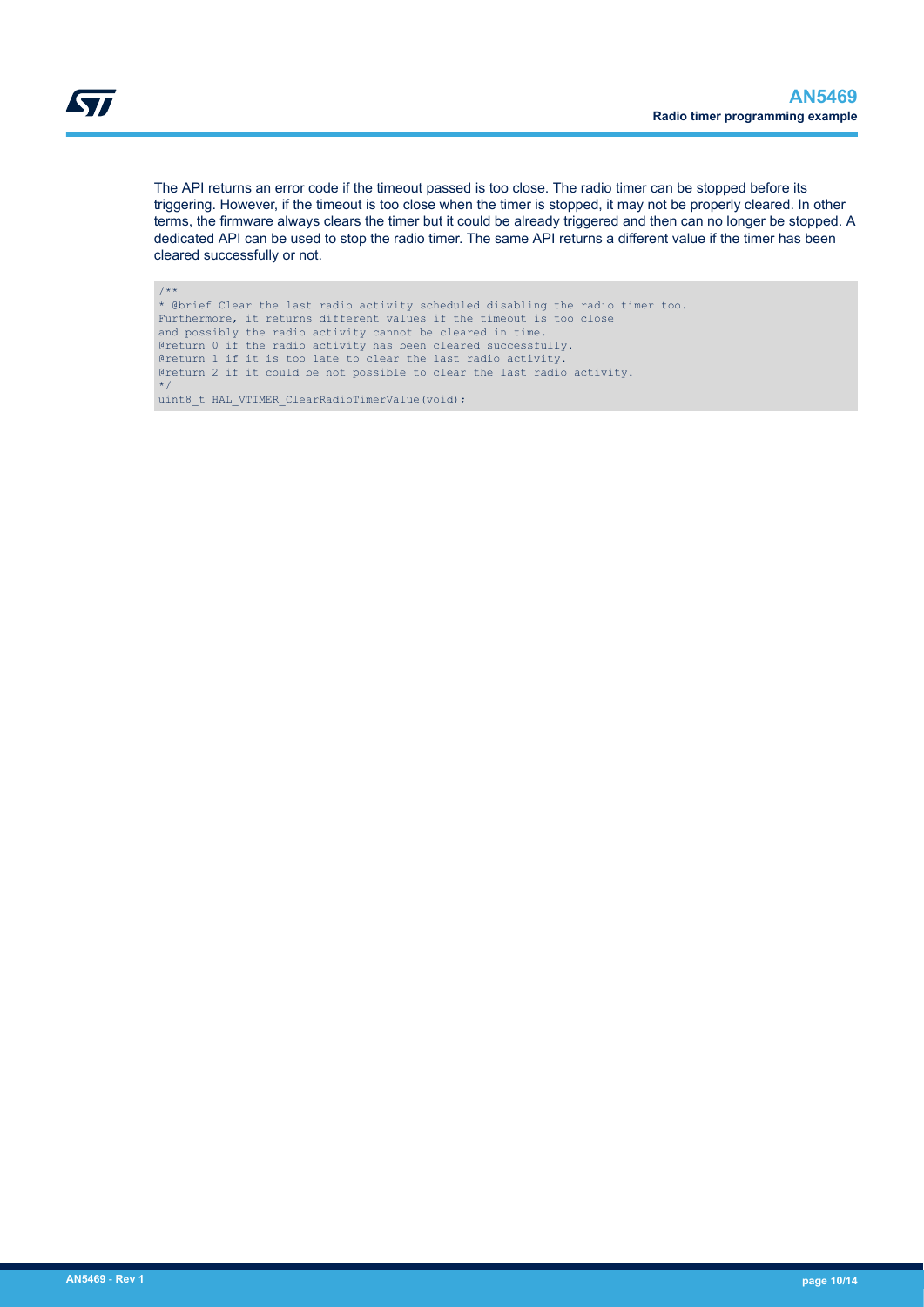The API returns an error code if the timeout passed is too close. The radio timer can be stopped before its triggering. However, if the timeout is too close when the timer is stopped, it may not be properly cleared. In other terms, the firmware always clears the timer but it could be already triggered and then can no longer be stopped. A dedicated API can be used to stop the radio timer. The same API returns a different value if the timer has been cleared successfully or not.

```
/**
* @brief Clear the last radio activity scheduled disabling the radio timer too.
Furthermore, it returns different values if the timeout is too close
and possibly the radio activity cannot be cleared in time.
@return 0 if the radio activity has been cleared successfully.
@return 1 if it is too late to clear the last radio activity.
@return 2 if it could be not possible to clear the last radio activity.
*/
uint8_t HAL_VTIMER_ClearRadioTimerValue(void);
```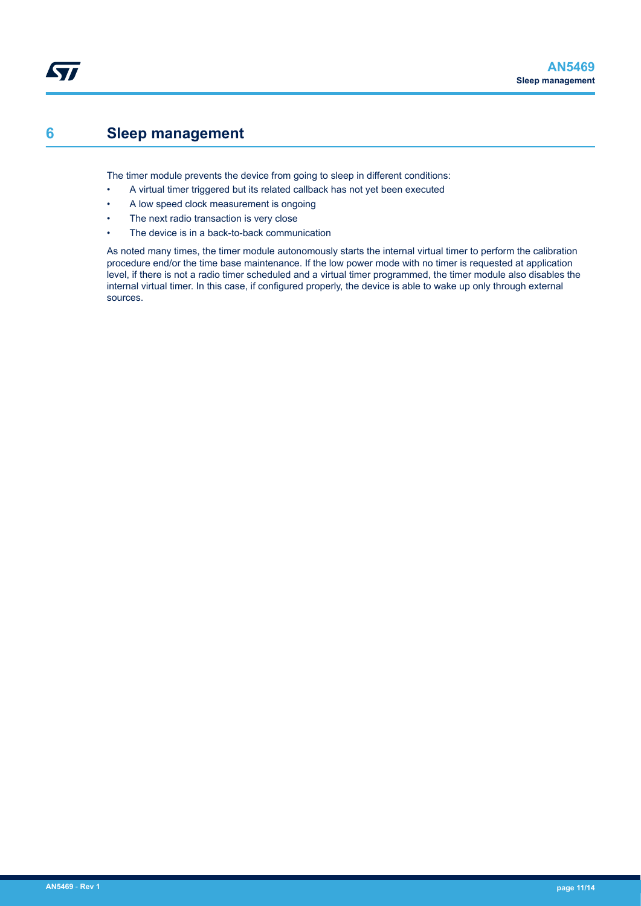# 6 Sleep management

The timer module prevents the device from going to sleep in different conditions:

- A virtual timer triggered but its related callback has not yet been executed
- A low speed clock measurement is ongoing
- The next radio transaction is very close
- The device is in a back-to-back communication

As noted many times, the timer module autonomously starts the internal virtual timer to perform the calibration procedure end/or the time base maintenance. If the low power mode with no timer is requested at application level, if there is not a radio timer scheduled and a virtual timer programmed, the timer module also disables the internal virtual timer. In this case, if configured properly, the device is able to wake up only through external sources.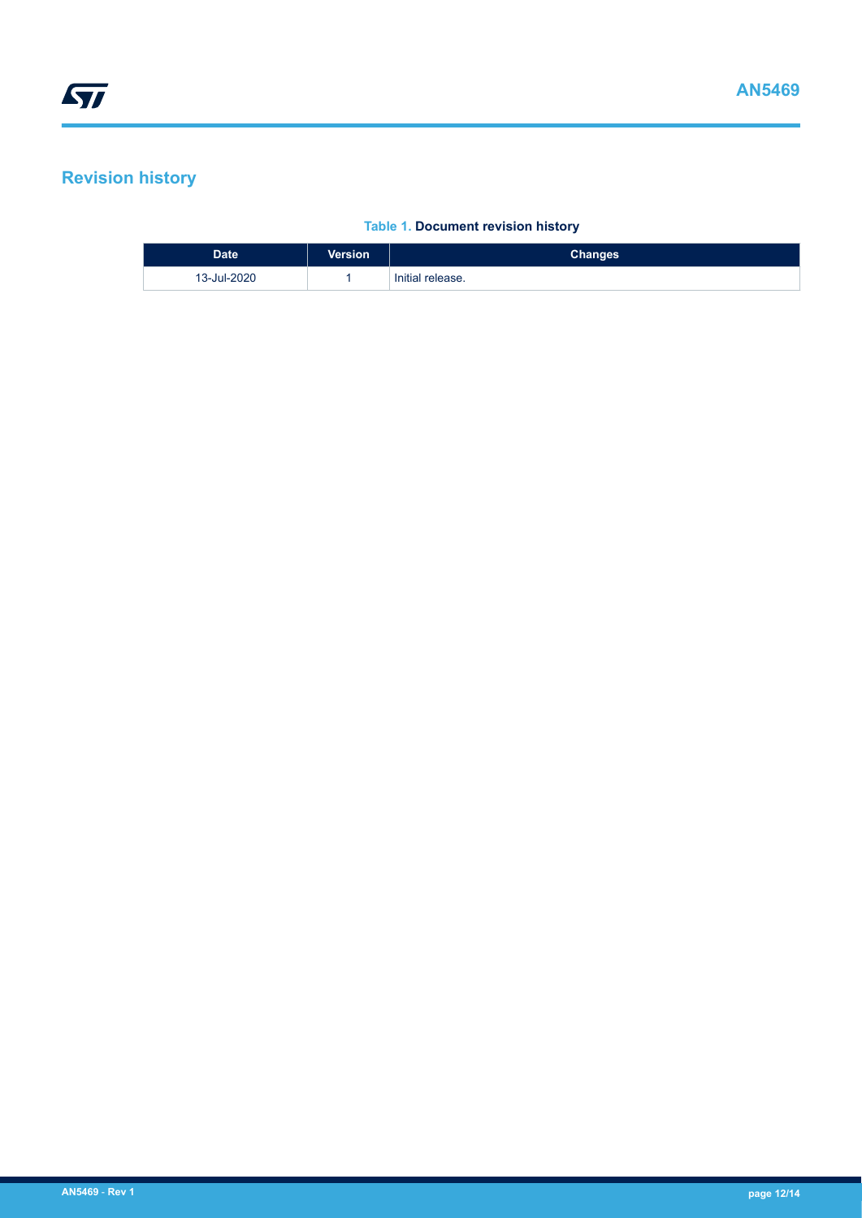# Revision history

**Table 1. Document revision history**

| Date | Version | Changes |
| --- | --- | --- |
| 13-Jul-2020 | 1 | Initial release. |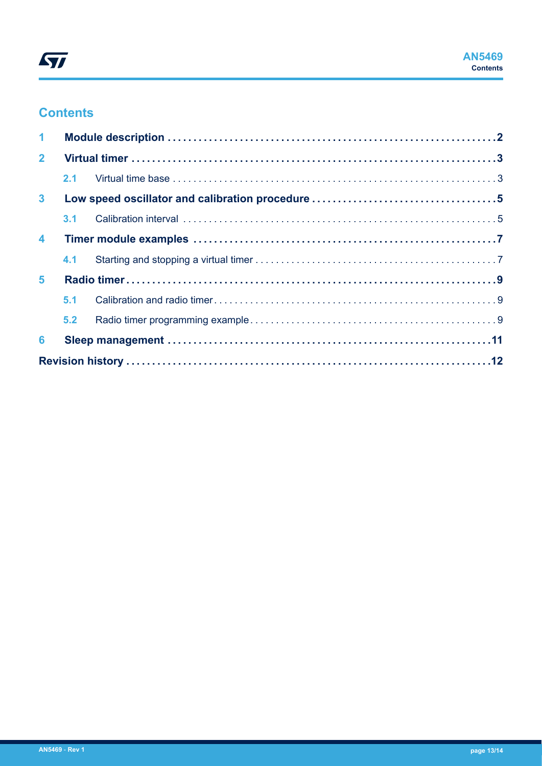## Contents

| | | |
|---|---|---|
| **1** | **Module description** | **2** |
| **2** | **Virtual timer** | **3** |
| 2.1 | Virtual time base | 3 |
| **3** | **Low speed oscillator and calibration procedure** | **5** |
| 3.1 | Calibration interval | 5 |
| **4** | **Timer module examples** | **7** |
| 4.1 | Starting and stopping a virtual timer | 7 |
| **5** | **Radio timer** | **9** |
| 5.1 | Calibration and radio timer | 9 |
| 5.2 | Radio timer programming example | 9 |
| **6** | **Sleep management** | **11** |
| | **Revision history** | **12** |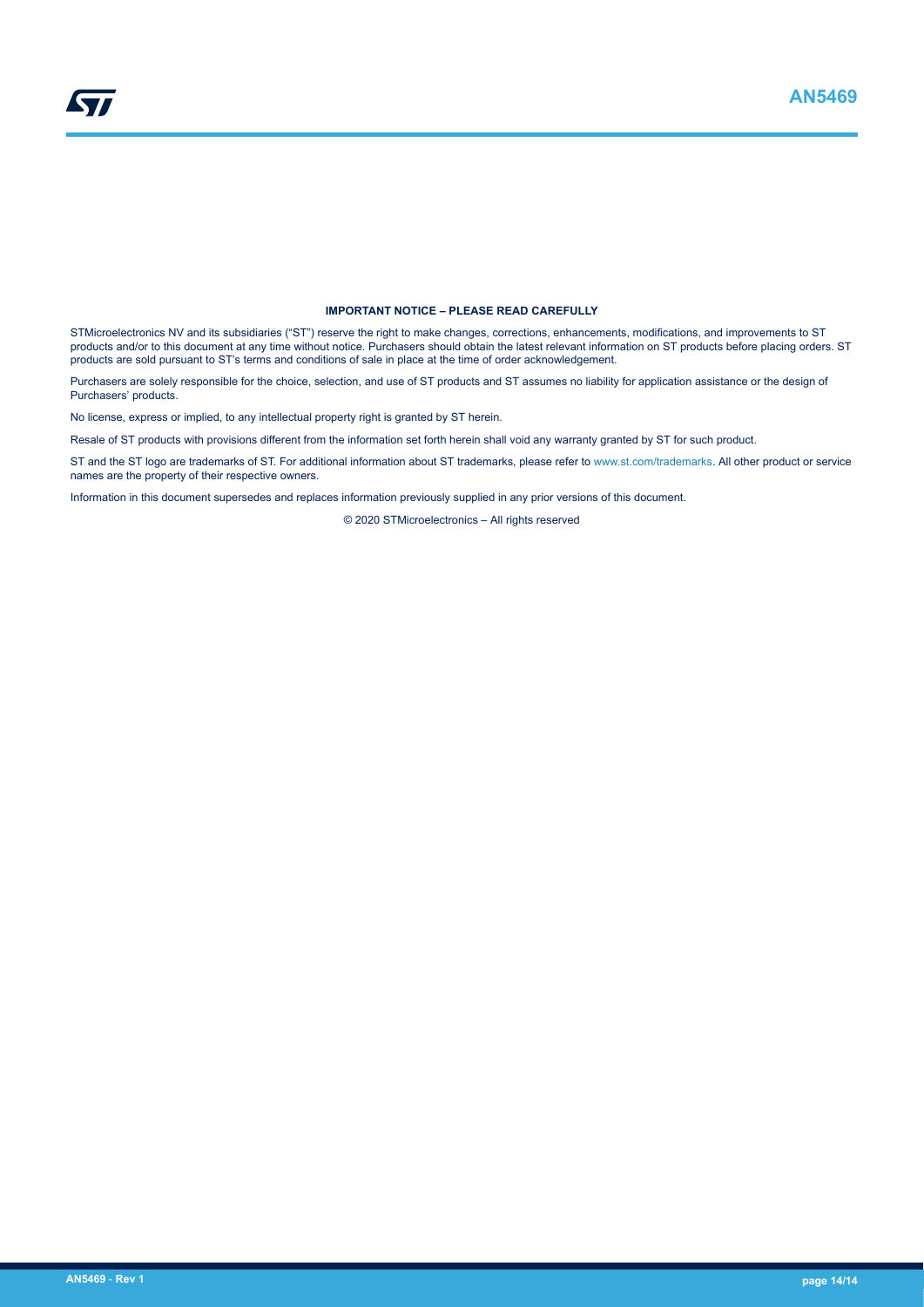**IMPORTANT NOTICE – PLEASE READ CAREFULLY**

STMicroelectronics NV and its subsidiaries ("ST") reserve the right to make changes, corrections, enhancements, modifications, and improvements to ST products and/or to this document at any time without notice. Purchasers should obtain the latest relevant information on ST products before placing orders. ST products are sold pursuant to ST's terms and conditions of sale in place at the time of order acknowledgement.

Purchasers are solely responsible for the choice, selection, and use of ST products and ST assumes no liability for application assistance or the design of Purchasers' products.

No license, express or implied, to any intellectual property right is granted by ST herein.

Resale of ST products with provisions different from the information set forth herein shall void any warranty granted by ST for such product.

ST and the ST logo are trademarks of ST. For additional information about ST trademarks, please refer to www.st.com/trademarks. All other product or service names are the property of their respective owners.

Information in this document supersedes and replaces information previously supplied in any prior versions of this document.

© 2020 STMicroelectronics – All rights reserved